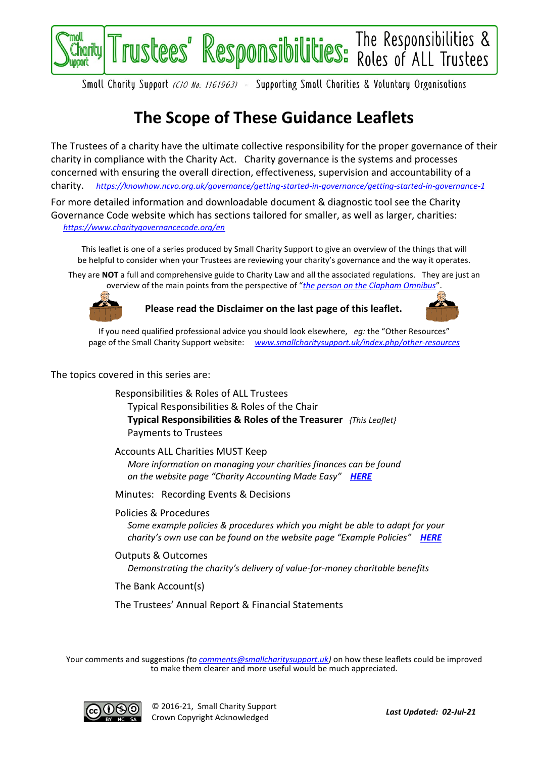# Trustees' Responsibilities: The Responsibilities & Roles of ALL Trustees

Small Charity Support *(CIO No: 1161963)* - Supporting Small Charities & Voluntary Organisations

## The Scope of These Guidance Leaflets

The Trustees of a charity have the ultimate collective responsibility for the proper governance of their charity in compliance with the Charity Act. Charity governance is the systems and processes concerned with ensuring the overall direction, effectiveness, supervision and accountability of a charity. *https://knowhow.ncvo.org.uk/governance/getting-started-in-governance/getting-started-in-governance-1*

For more detailed information and downloadable document & diagnostic tool see the Charity Governance Code website which has sections tailored for smaller, as well as larger, charities: *https://www.charitygovernancecode.org/en*

This leaflet is one of a series produced by Small Charity Support to give an overview of the things that will be helpful to consider when your Trustees are reviewing your charity's governance and the way it operates.

They are **NOT** a full and comprehensive guide to Charity Law and all the associated regulations. They are just an overview of the main points from the perspective of "*the person on the Clapham Omnibus*".

**Please read the Disclaimer on the last page of this leaflet.**

If you need qualified professional advice you should look elsewhere, *eg:* the "Other Resources" page of the Small Charity Support website: *www.smallcharitysupport.uk/index.php/other-resources*

The topics covered in this series are:

- Responsibilities & Roles of ALL Trustees
  - Typical Responsibilities & Roles of the Chair
  - **Typical Responsibilities & Roles of the Treasurer** *{This Leaflet}*
  - Payments to Trustees
- Accounts ALL Charities MUST Keep
  - *More information on managing your charities finances can be found on the website page "Charity Accounting Made Easy"* ***HERE***
- Minutes: Recording Events & Decisions
- Policies & Procedures
  - *Some example policies & procedures which you might be able to adapt for your charity's own use can be found on the website page "Example Policies"* ***HERE***
- Outputs & Outcomes
  - *Demonstrating the charity's delivery of value-for-money charitable benefits*
- The Bank Account(s)
- The Trustees' Annual Report & Financial Statements

Your comments and suggestions *(to comments@smallcharitysupport.uk)* on how these leaflets could be improved to make them clearer and more useful would be much appreciated.

© 2016-21, Small Charity Support
Crown Copyright Acknowledged

***Last Updated: 02-Jul-21***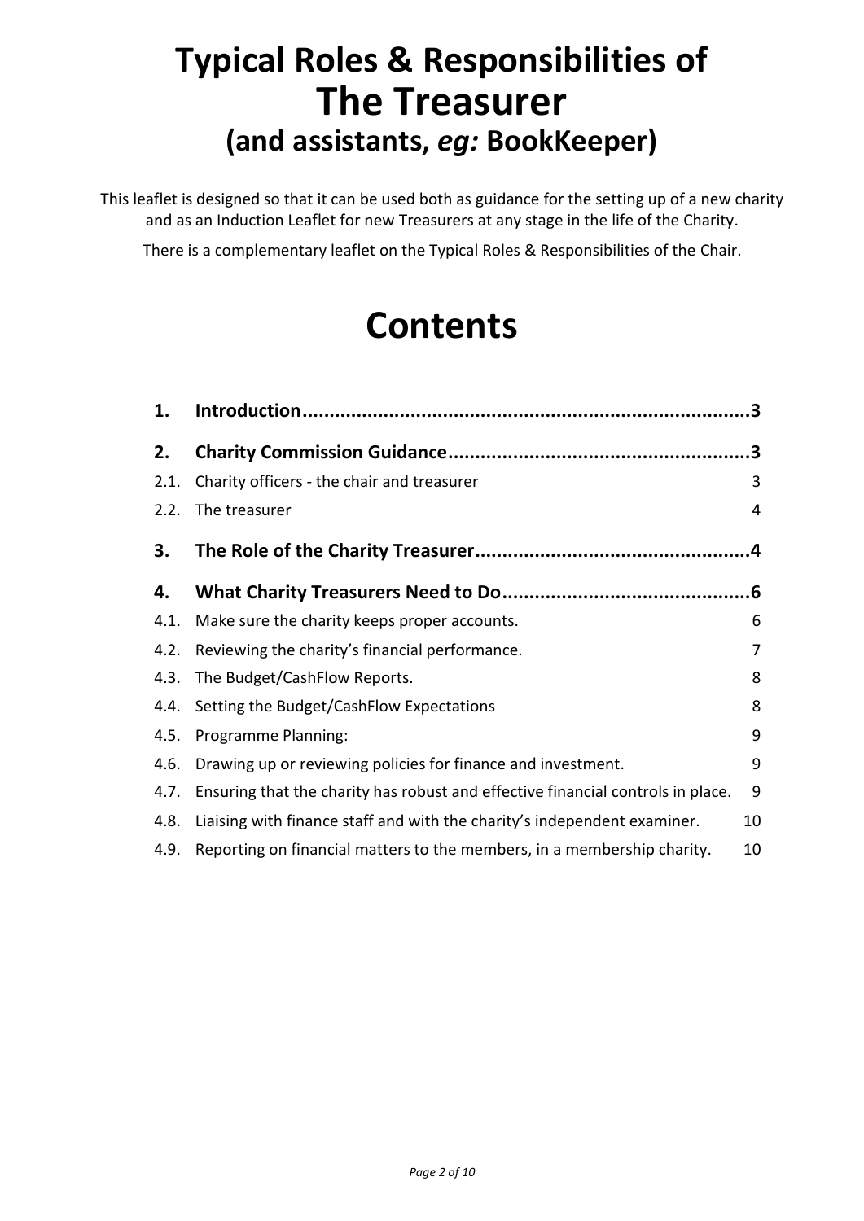# Typical Roles & Responsibilities of The Treasurer (and assistants, *eg:* BookKeeper)

This leaflet is designed so that it can be used both as guidance for the setting up of a new charity and as an Induction Leaflet for new Treasurers at any stage in the life of the Charity.

There is a complementary leaflet on the Typical Roles & Responsibilities of the Chair.

# Contents

| | | |
|---|---|---|
| **1.** | **Introduction** | **3** |
| **2.** | **Charity Commission Guidance** | **3** |
| 2.1. | Charity officers - the chair and treasurer | 3 |
| 2.2. | The treasurer | 4 |
| **3.** | **The Role of the Charity Treasurer** | **4** |
| **4.** | **What Charity Treasurers Need to Do** | **6** |
| 4.1. | Make sure the charity keeps proper accounts. | 6 |
| 4.2. | Reviewing the charity's financial performance. | 7 |
| 4.3. | The Budget/CashFlow Reports. | 8 |
| 4.4. | Setting the Budget/CashFlow Expectations | 8 |
| 4.5. | Programme Planning: | 9 |
| 4.6. | Drawing up or reviewing policies for finance and investment. | 9 |
| 4.7. | Ensuring that the charity has robust and effective financial controls in place. | 9 |
| 4.8. | Liaising with finance staff and with the charity's independent examiner. | 10 |
| 4.9. | Reporting on financial matters to the members, in a membership charity. | 10 |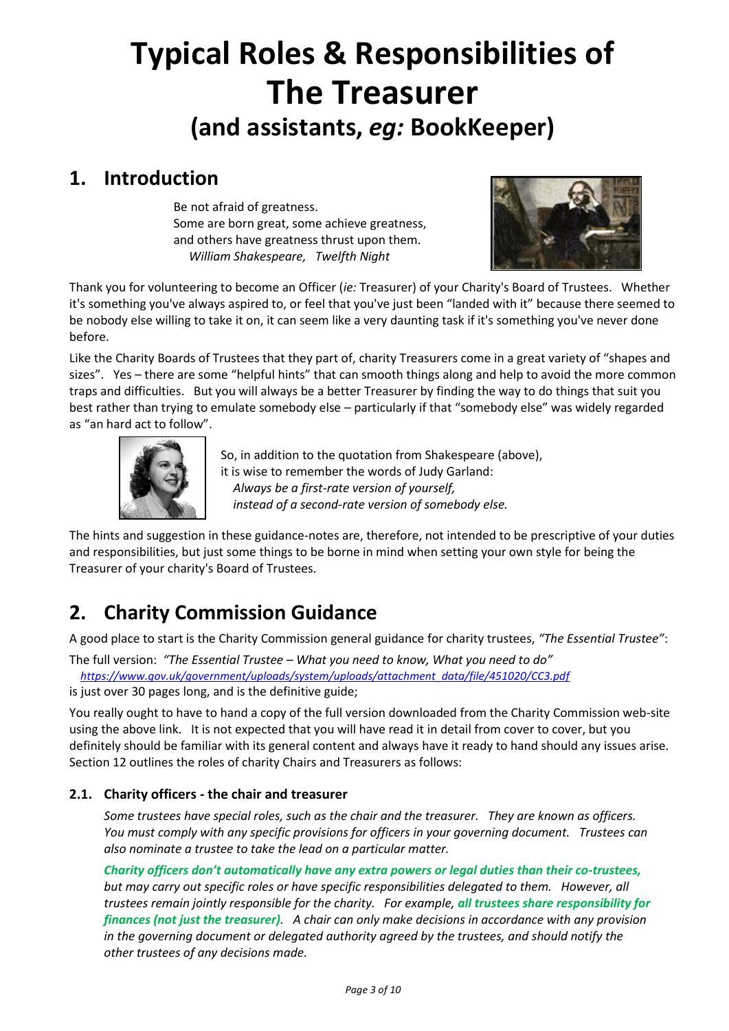# Typical Roles & Responsibilities of The Treasurer
## (and assistants, *eg:* BookKeeper)

## 1. Introduction

Be not afraid of greatness.
Some are born great, some achieve greatness,
and others have greatness thrust upon them.
*William Shakespeare, Twelfth Night*

Thank you for volunteering to become an Officer (*ie:* Treasurer) of your Charity's Board of Trustees. Whether it's something you've always aspired to, or feel that you've just been "landed with it" because there seemed to be nobody else willing to take it on, it can seem like a very daunting task if it's something you've never done before.

Like the Charity Boards of Trustees that they part of, charity Treasurers come in a great variety of "shapes and sizes". Yes – there are some "helpful hints" that can smooth things along and help to avoid the more common traps and difficulties. But you will always be a better Treasurer by finding the way to do things that suit you best rather than trying to emulate somebody else – particularly if that "somebody else" was widely regarded as "an hard act to follow".

So, in addition to the quotation from Shakespeare (above), it is wise to remember the words of Judy Garland:
*Always be a first-rate version of yourself,*
*instead of a second-rate version of somebody else.*

The hints and suggestion in these guidance-notes are, therefore, not intended to be prescriptive of your duties and responsibilities, but just some things to be borne in mind when setting your own style for being the Treasurer of your charity's Board of Trustees.

## 2. Charity Commission Guidance

A good place to start is the Charity Commission general guidance for charity trustees, *"The Essential Trustee"*:

The full version: *"The Essential Trustee – What you need to know, What you need to do"*
*https://www.gov.uk/government/uploads/system/uploads/attachment_data/file/451020/CC3.pdf*
is just over 30 pages long, and is the definitive guide;

You really ought to have to hand a copy of the full version downloaded from the Charity Commission web-site using the above link. It is not expected that you will have read it in detail from cover to cover, but you definitely should be familiar with its general content and always have it ready to hand should any issues arise. Section 12 outlines the roles of charity Chairs and Treasurers as follows:

### 2.1. Charity officers - the chair and treasurer

*Some trustees have special roles, such as the chair and the treasurer. They are known as officers. You must comply with any specific provisions for officers in your governing document. Trustees can also nominate a trustee to take the lead on a particular matter.*

***Charity officers don't automatically have any extra powers or legal duties than their co-trustees,*** *but may carry out specific roles or have specific responsibilities delegated to them. However, all trustees remain jointly responsible for the charity. For example,* ***all trustees share responsibility for finances (not just the treasurer)****. A chair can only make decisions in accordance with any provision in the governing document or delegated authority agreed by the trustees, and should notify the other trustees of any decisions made.*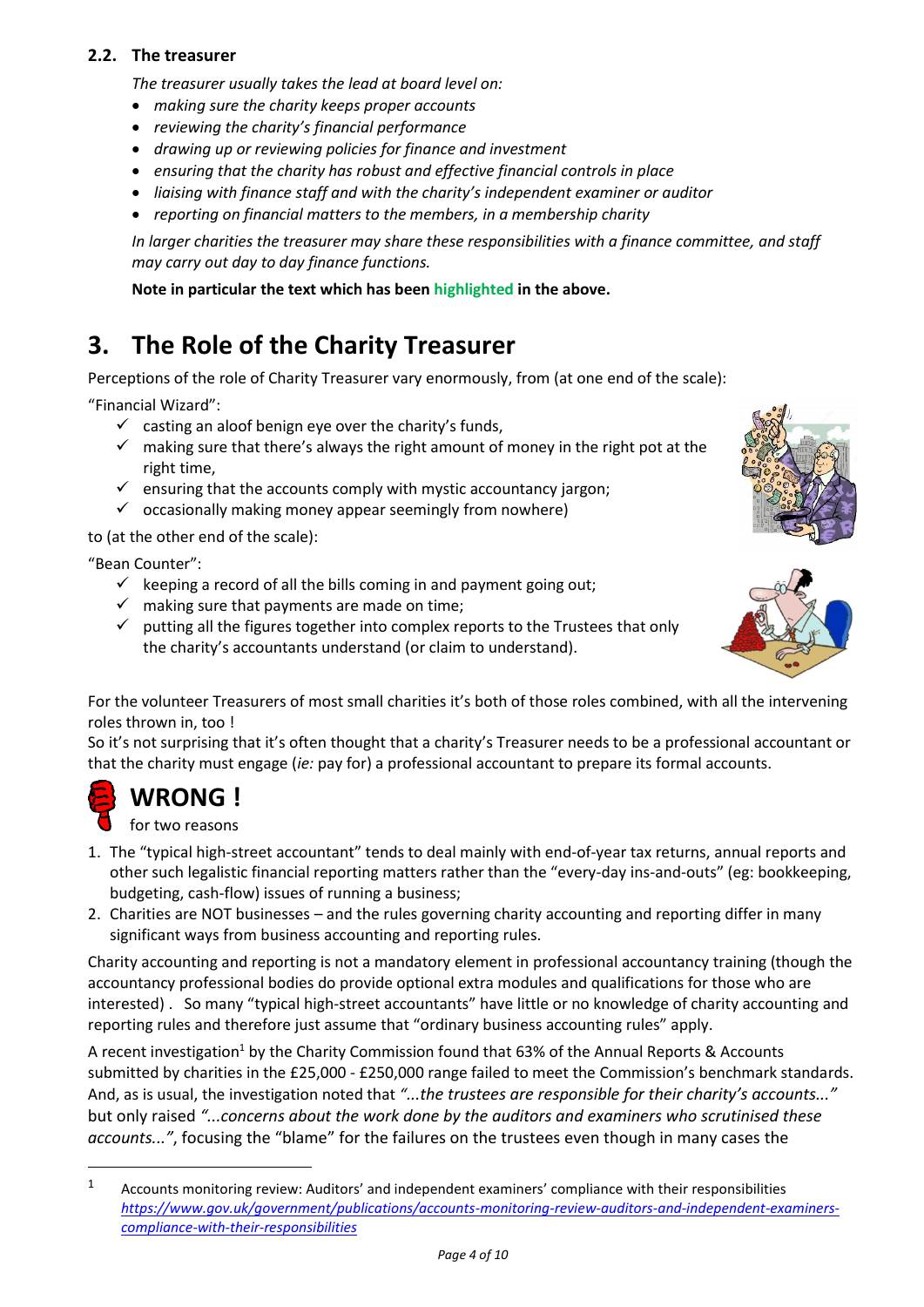### 2.2. The treasurer

*The treasurer usually takes the lead at board level on:*

- *making sure the charity keeps proper accounts*
- *reviewing the charity's financial performance*
- *drawing up or reviewing policies for finance and investment*
- *ensuring that the charity has robust and effective financial controls in place*
- *liaising with finance staff and with the charity's independent examiner or auditor*
- *reporting on financial matters to the members, in a membership charity*

*In larger charities the treasurer may share these responsibilities with a finance committee, and staff may carry out day to day finance functions.*

**Note in particular the text which has been highlighted in the above.**

# 3. The Role of the Charity Treasurer

Perceptions of the role of Charity Treasurer vary enormously, from (at one end of the scale):

"Financial Wizard":

- ✓ casting an aloof benign eye over the charity's funds,
- ✓ making sure that there's always the right amount of money in the right pot at the right time,
- ✓ ensuring that the accounts comply with mystic accountancy jargon;
- ✓ occasionally making money appear seemingly from nowhere)

to (at the other end of the scale):

"Bean Counter":

- ✓ keeping a record of all the bills coming in and payment going out;
- ✓ making sure that payments are made on time;
- ✓ putting all the figures together into complex reports to the Trustees that only the charity's accountants understand (or claim to understand).

For the volunteer Treasurers of most small charities it's both of those roles combined, with all the intervening roles thrown in, too !

So it's not surprising that it's often thought that a charity's Treasurer needs to be a professional accountant or that the charity must engage (*ie:* pay for) a professional accountant to prepare its formal accounts.

## WRONG !

for two reasons

1. The "typical high-street accountant" tends to deal mainly with end-of-year tax returns, annual reports and other such legalistic financial reporting matters rather than the "every-day ins-and-outs" (eg: bookkeeping, budgeting, cash-flow) issues of running a business;
2. Charities are NOT businesses – and the rules governing charity accounting and reporting differ in many significant ways from business accounting and reporting rules.

Charity accounting and reporting is not a mandatory element in professional accountancy training (though the accountancy professional bodies do provide optional extra modules and qualifications for those who are interested) . So many "typical high-street accountants" have little or no knowledge of charity accounting and reporting rules and therefore just assume that "ordinary business accounting rules" apply.

A recent investigation[1] by the Charity Commission found that 63% of the Annual Reports & Accounts submitted by charities in the £25,000 - £250,000 range failed to meet the Commission's benchmark standards. And, as is usual, the investigation noted that *"...the trustees are responsible for their charity's accounts..."* but only raised *"...concerns about the work done by the auditors and examiners who scrutinised these accounts..."*, focusing the "blame" for the failures on the trustees even though in many cases the

---

[1] Accounts monitoring review: Auditors' and independent examiners' compliance with their responsibilities *https://www.gov.uk/government/publications/accounts-monitoring-review-auditors-and-independent-examiners-compliance-with-their-responsibilities*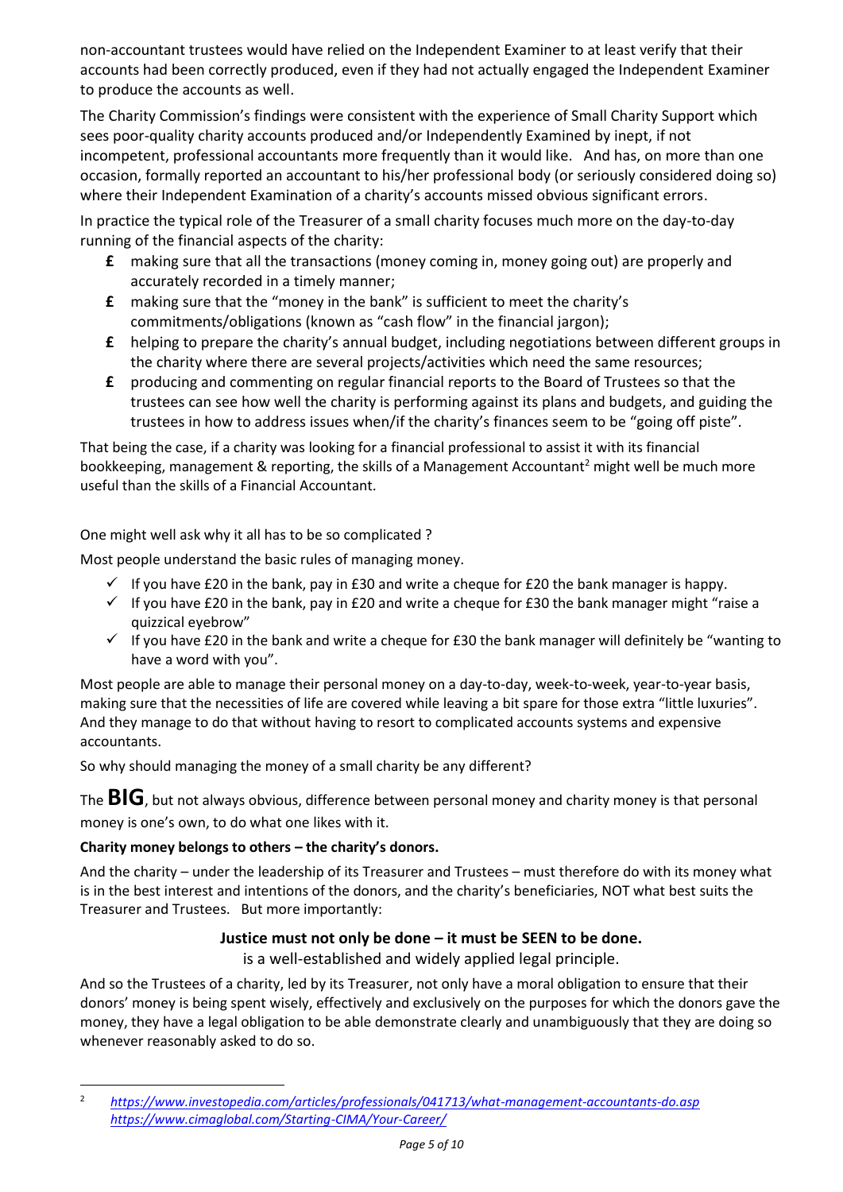non-accountant trustees would have relied on the Independent Examiner to at least verify that their accounts had been correctly produced, even if they had not actually engaged the Independent Examiner to produce the accounts as well.

The Charity Commission's findings were consistent with the experience of Small Charity Support which sees poor-quality charity accounts produced and/or Independently Examined by inept, if not incompetent, professional accountants more frequently than it would like. And has, on more than one occasion, formally reported an accountant to his/her professional body (or seriously considered doing so) where their Independent Examination of a charity's accounts missed obvious significant errors.

In practice the typical role of the Treasurer of a small charity focuses much more on the day-to-day running of the financial aspects of the charity:

- £ making sure that all the transactions (money coming in, money going out) are properly and accurately recorded in a timely manner;
- £ making sure that the "money in the bank" is sufficient to meet the charity's commitments/obligations (known as "cash flow" in the financial jargon);
- £ helping to prepare the charity's annual budget, including negotiations between different groups in the charity where there are several projects/activities which need the same resources;
- £ producing and commenting on regular financial reports to the Board of Trustees so that the trustees can see how well the charity is performing against its plans and budgets, and guiding the trustees in how to address issues when/if the charity's finances seem to be "going off piste".

That being the case, if a charity was looking for a financial professional to assist it with its financial bookkeeping, management & reporting, the skills of a Management Accountant[2] might well be much more useful than the skills of a Financial Accountant.

One might well ask why it all has to be so complicated ?

Most people understand the basic rules of managing money.

- ✓ If you have £20 in the bank, pay in £30 and write a cheque for £20 the bank manager is happy.
- ✓ If you have £20 in the bank, pay in £20 and write a cheque for £30 the bank manager might "raise a quizzical eyebrow"
- ✓ If you have £20 in the bank and write a cheque for £30 the bank manager will definitely be "wanting to have a word with you".

Most people are able to manage their personal money on a day-to-day, week-to-week, year-to-year basis, making sure that the necessities of life are covered while leaving a bit spare for those extra "little luxuries". And they manage to do that without having to resort to complicated accounts systems and expensive accountants.

So why should managing the money of a small charity be any different?

The **BIG**, but not always obvious, difference between personal money and charity money is that personal money is one's own, to do what one likes with it.

**Charity money belongs to others – the charity's donors.**

And the charity – under the leadership of its Treasurer and Trustees – must therefore do with its money what is in the best interest and intentions of the donors, and the charity's beneficiaries, NOT what best suits the Treasurer and Trustees. But more importantly:

**Justice must not only be done – it must be SEEN to be done.**

is a well-established and widely applied legal principle.

And so the Trustees of a charity, led by its Treasurer, not only have a moral obligation to ensure that their donors' money is being spent wisely, effectively and exclusively on the purposes for which the donors gave the money, they have a legal obligation to be able demonstrate clearly and unambiguously that they are doing so whenever reasonably asked to do so.

---

[2] *https://www.investopedia.com/articles/professionals/041713/what-management-accountants-do.asp*
*https://www.cimaglobal.com/Starting-CIMA/Your-Career/*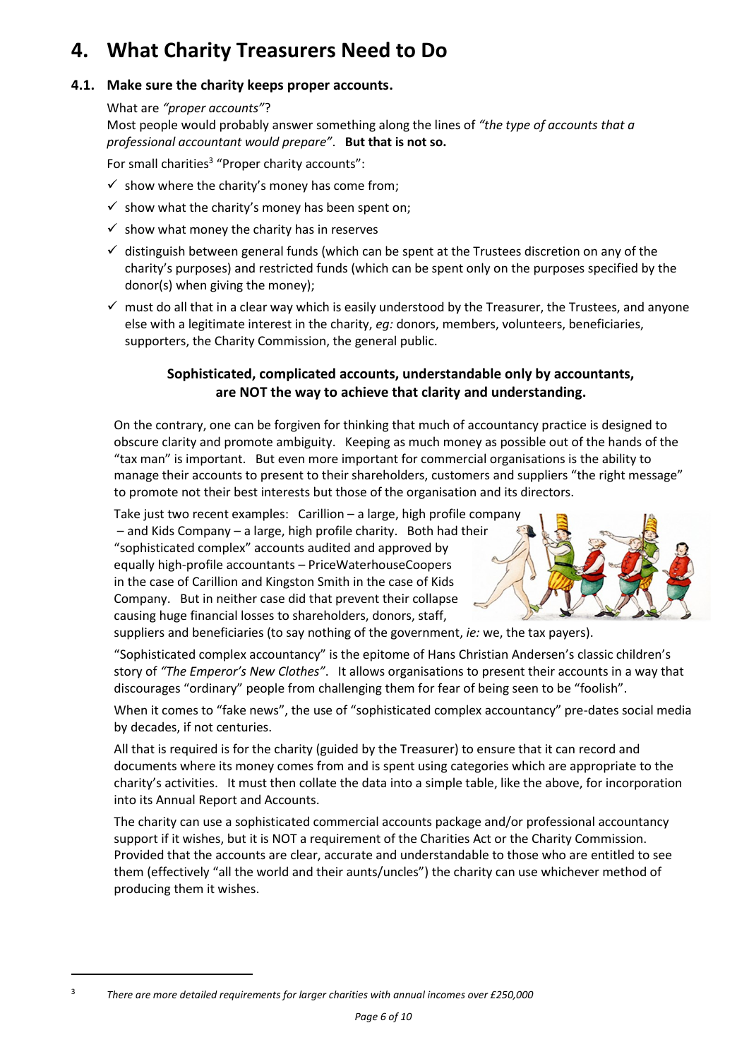# 4. What Charity Treasurers Need to Do

## 4.1. Make sure the charity keeps proper accounts.

What are *"proper accounts"*?

Most people would probably answer something along the lines of *"the type of accounts that a professional accountant would prepare"*. **But that is not so.**

For small charities[3] "Proper charity accounts":

- ✓ show where the charity's money has come from;
- ✓ show what the charity's money has been spent on;
- ✓ show what money the charity has in reserves
- ✓ distinguish between general funds (which can be spent at the Trustees discretion on any of the charity's purposes) and restricted funds (which can be spent only on the purposes specified by the donor(s) when giving the money);
- ✓ must do all that in a clear way which is easily understood by the Treasurer, the Trustees, and anyone else with a legitimate interest in the charity, *eg:* donors, members, volunteers, beneficiaries, supporters, the Charity Commission, the general public.

**Sophisticated, complicated accounts, understandable only by accountants, are NOT the way to achieve that clarity and understanding.**

On the contrary, one can be forgiven for thinking that much of accountancy practice is designed to obscure clarity and promote ambiguity. Keeping as much money as possible out of the hands of the "tax man" is important. But even more important for commercial organisations is the ability to manage their accounts to present to their shareholders, customers and suppliers "the right message" to promote not their best interests but those of the organisation and its directors.

Take just two recent examples: Carillion – a large, high profile company – and Kids Company – a large, high profile charity. Both had their "sophisticated complex" accounts audited and approved by equally high-profile accountants – PriceWaterhouseCoopers in the case of Carillion and Kingston Smith in the case of Kids Company. But in neither case did that prevent their collapse causing huge financial losses to shareholders, donors, staff, suppliers and beneficiaries (to say nothing of the government, *ie:* we, the tax payers).

"Sophisticated complex accountancy" is the epitome of Hans Christian Andersen's classic children's story of *"The Emperor's New Clothes"*. It allows organisations to present their accounts in a way that discourages "ordinary" people from challenging them for fear of being seen to be "foolish".

When it comes to "fake news", the use of "sophisticated complex accountancy" pre-dates social media by decades, if not centuries.

All that is required is for the charity (guided by the Treasurer) to ensure that it can record and documents where its money comes from and is spent using categories which are appropriate to the charity's activities. It must then collate the data into a simple table, like the above, for incorporation into its Annual Report and Accounts.

The charity can use a sophisticated commercial accounts package and/or professional accountancy support if it wishes, but it is NOT a requirement of the Charities Act or the Charity Commission. Provided that the accounts are clear, accurate and understandable to those who are entitled to see them (effectively "all the world and their aunts/uncles") the charity can use whichever method of producing them it wishes.

---

[3] *There are more detailed requirements for larger charities with annual incomes over £250,000*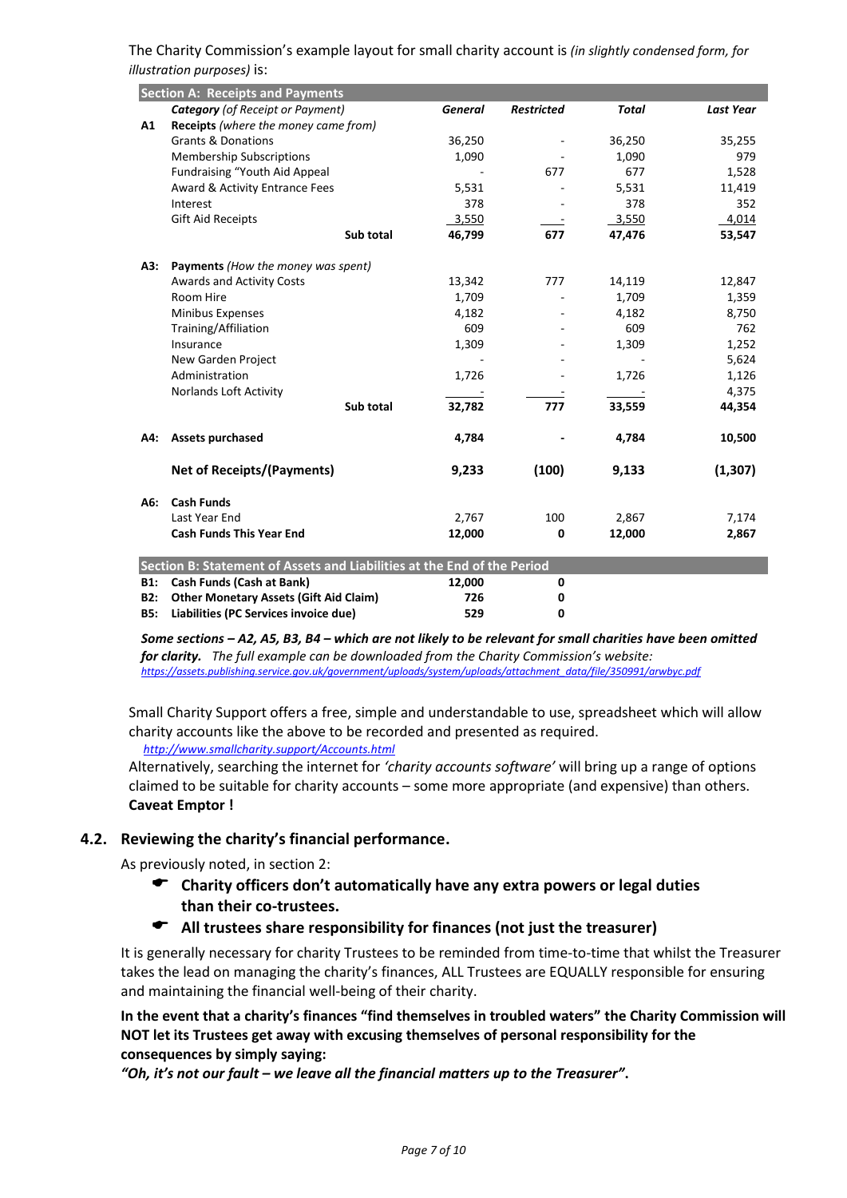The Charity Commission's example layout for small charity account is *(in slightly condensed form, for illustration purposes)* is:

| | **Section A: Receipts and Payments** | | | | |
|---|---|---|---|---|---|
| | ***Category*** *(of Receipt or Payment)* | ***General*** | ***Restricted*** | ***Total*** | ***Last Year*** |
| **A1** | **Receipts** *(where the money came from)* | | | | |
| | Grants & Donations | 36,250 | - | 36,250 | 35,255 |
| | Membership Subscriptions | 1,090 | - | 1,090 | 979 |
| | Fundraising "Youth Aid Appeal | - | 677 | 677 | 1,528 |
| | Award & Activity Entrance Fees | 5,531 | - | 5,531 | 11,419 |
| | Interest | 378 | - | 378 | 352 |
| | Gift Aid Receipts | 3,550 | - | 3,550 | 4,014 |
| | **Sub total** | **46,799** | **677** | **47,476** | **53,547** |
| **A3:** | **Payments** *(How the money was spent)* | | | | |
| | Awards and Activity Costs | 13,342 | 777 | 14,119 | 12,847 |
| | Room Hire | 1,709 | - | 1,709 | 1,359 |
| | Minibus Expenses | 4,182 | - | 4,182 | 8,750 |
| | Training/Affiliation | 609 | - | 609 | 762 |
| | Insurance | 1,309 | - | 1,309 | 1,252 |
| | New Garden Project | - | - | - | 5,624 |
| | Administration | 1,726 | - | 1,726 | 1,126 |
| | Norlands Loft Activity | - | - | - | 4,375 |
| | **Sub total** | **32,782** | **777** | **33,559** | **44,354** |
| **A4:** | **Assets purchased** | **4,784** | **-** | **4,784** | **10,500** |
| | **Net of Receipts/(Payments)** | **9,233** | **(100)** | **9,133** | **(1,307)** |
| **A6:** | **Cash Funds** | | | | |
| | Last Year End | 2,767 | 100 | 2,867 | 7,174 |
| | **Cash Funds This Year End** | **12,000** | **0** | **12,000** | **2,867** |
| | **Section B: Statement of Assets and Liabilities at the End of the Period** | | | | |
| **B1:** | **Cash Funds (Cash at Bank)** | **12,000** | **0** | | |
| **B2:** | **Other Monetary Assets (Gift Aid Claim)** | **726** | **0** | | |
| **B5:** | **Liabilities (PC Services invoice due)** | **529** | **0** | | |

***Some sections – A2, A5, B3, B4 – which are not likely to be relevant for small charities have been omitted for clarity.*** *The full example can be downloaded from the Charity Commission's website:* *https://assets.publishing.service.gov.uk/government/uploads/system/uploads/attachment_data/file/350991/arwbyc.pdf*

Small Charity Support offers a free, simple and understandable to use, spreadsheet which will allow charity accounts like the above to be recorded and presented as required. *http://www.smallcharity.support/Accounts.html*

Alternatively, searching the internet for *'charity accounts software'* will bring up a range of options claimed to be suitable for charity accounts – some more appropriate (and expensive) than others. **Caveat Emptor !**

## 4.2. Reviewing the charity's financial performance.

As previously noted, in section 2:

- **Charity officers don't automatically have any extra powers or legal duties than their co-trustees.**
- **All trustees share responsibility for finances (not just the treasurer)**

It is generally necessary for charity Trustees to be reminded from time-to-time that whilst the Treasurer takes the lead on managing the charity's finances, ALL Trustees are EQUALLY responsible for ensuring and maintaining the financial well-being of their charity.

**In the event that a charity's finances "find themselves in troubled waters" the Charity Commission will NOT let its Trustees get away with excusing themselves of personal responsibility for the consequences by simply saying:**

***"Oh, it's not our fault – we leave all the financial matters up to the Treasurer"*.**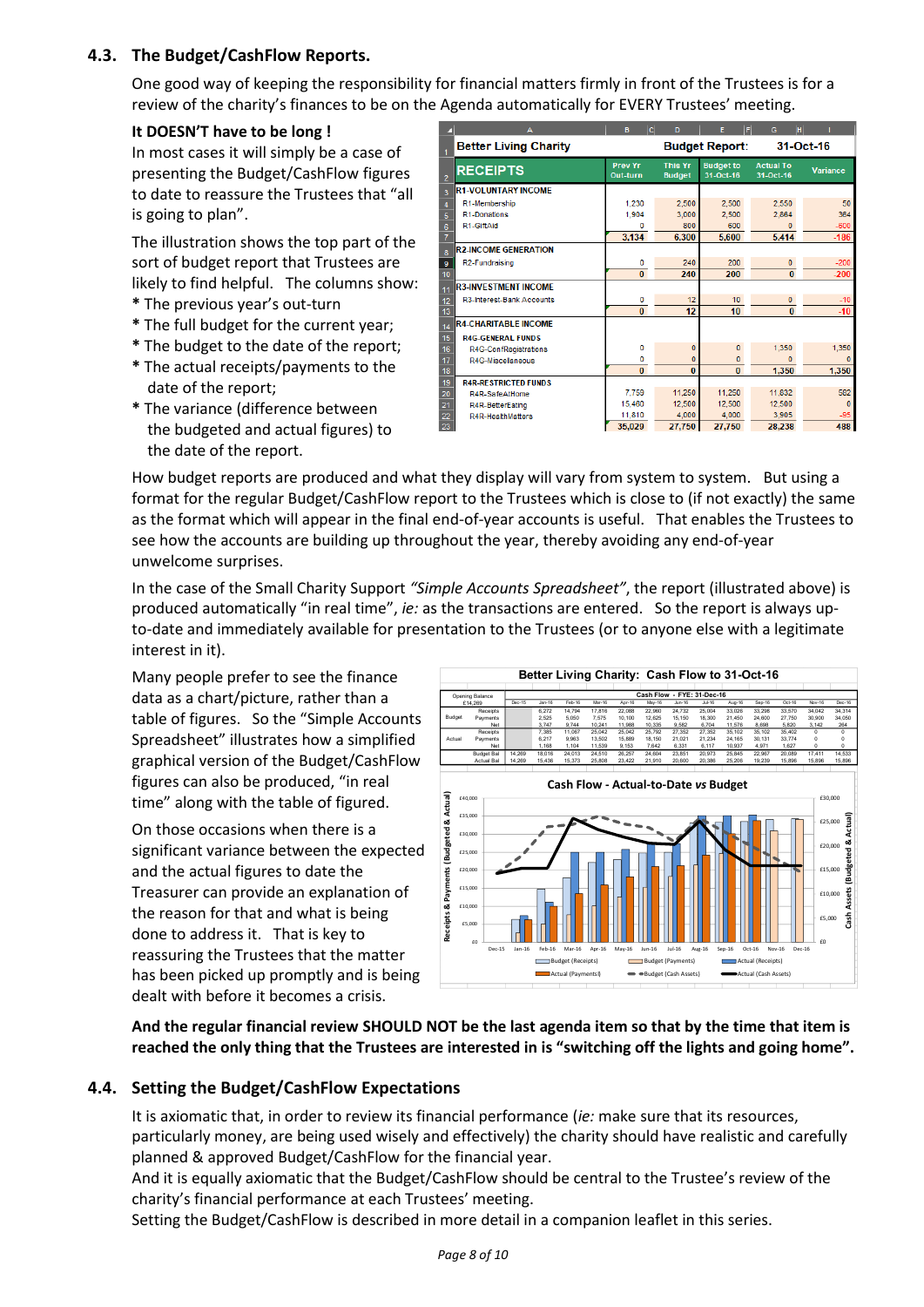## 4.3. The Budget/CashFlow Reports.

One good way of keeping the responsibility for financial matters firmly in front of the Trustees is for a review of the charity's finances to be on the Agenda automatically for EVERY Trustees' meeting.

**It DOESN'T have to be long !**

In most cases it will simply be a case of presenting the Budget/CashFlow figures to date to reassure the Trustees that "all is going to plan".

The illustration shows the top part of the sort of budget report that Trustees are likely to find helpful. The columns show:

* The previous year's out-turn
* The full budget for the current year;
* The budget to the date of the report;
* The actual receipts/payments to the date of the report;
* The variance (difference between the budgeted and actual figures) to the date of the report.

| Better Living Charity | | Budget Report: | | 31-Oct-16 | |
|---|---|---|---|---|---|
| RECEIPTS | Prev Yr Out-turn | This Yr Budget | Budget to 31-Oct-16 | Actual To 31-Oct-16 | Variance |
| **R1-VOLUNTARY INCOME** | | | | | |
| R1-Membership | 1,230 | 2,500 | 2,500 | 2,550 | 50 |
| R1-Donations | 1,904 | 3,000 | 2,500 | 2,864 | 364 |
| R1-GiftAid | 0 | 800 | 600 | 0 | -600 |
| | 3,134 | 6,300 | 5,600 | 5,414 | -186 |
| **R2-INCOME GENERATION** | | | | | |
| R2-Fundraising | 0 | 240 | 200 | 0 | -200 |
| | 0 | 240 | 200 | 0 | -200 |
| **R3-INVESTMENT INCOME** | | | | | |
| R3-Interest-Bank Accounts | 0 | 12 | 10 | 0 | -10 |
| | 0 | 12 | 10 | 0 | -10 |
| **R4-CHARITABLE INCOME** | | | | | |
| **R4G-GENERAL FUNDS** | | | | | |
| R4G-ConfRegistrations | 0 | 0 | 0 | 1,350 | 1,350 |
| R4G-Miscellaneous | 0 | 0 | 0 | 0 | 0 |
| | 0 | 0 | 0 | 1,350 | 1,350 |
| **R4R-RESTRICTED FUNDS** | | | | | |
| R4R-SafeAtHome | 7,759 | 11,250 | 11,250 | 11,832 | 582 |
| R4R-BetterEating | 15,460 | 12,500 | 12,500 | 12,500 | 0 |
| R4R-HealthMatters | 11,810 | 4,000 | 4,000 | 3,905 | -95 |
| | 35,029 | 27,750 | 27,750 | 28,238 | 488 |

How budget reports are produced and what they display will vary from system to system. But using a format for the regular Budget/CashFlow report to the Trustees which is close to (if not exactly) the same as the format which will appear in the final end-of-year accounts is useful. That enables the Trustees to see how the accounts are building up throughout the year, thereby avoiding any end-of-year unwelcome surprises.

In the case of the Small Charity Support *"Simple Accounts Spreadsheet"*, the report (illustrated above) is produced automatically "in real time", *ie:* as the transactions are entered. So the report is always up-to-date and immediately available for presentation to the Trustees (or to anyone else with a legitimate interest in it).

Many people prefer to see the finance data as a chart/picture, rather than a table of figures. So the "Simple Accounts Spreadsheet" illustrates how a simplified graphical version of the Budget/CashFlow figures can also be produced, "in real time" along with the table of figured.

On those occasions when there is a significant variance between the expected and the actual figures to date the Treasurer can provide an explanation of the reason for that and what is being done to address it. That is key to reassuring the Trustees that the matter has been picked up promptly and is being dealt with before it becomes a crisis.

**Better Living Charity: Cash Flow to 31-Oct-16**

| Opening Balance £14,269 | | Cash Flow - FYE: 31-Dec-16 | | | | | | | | | | | | |
|---|---|---|---|---|---|---|---|---|---|---|---|---|---|---|
| | | Dec-15 | Jan-16 | Feb-16 | Mar-16 | Apr-16 | May-16 | Jun-16 | Jul-16 | Aug-16 | Sep-16 | Oct-16 | Nov-16 | Dec-16 |
| Budget | Receipts | | 6,272 | 14,794 | 17,816 | 22,088 | 22,960 | 24,732 | 25,004 | 33,026 | 33,298 | 33,570 | 34,042 | 34,314 |
| | Payments | | 2,525 | 5,050 | 7,575 | 10,100 | 12,625 | 15,150 | 18,300 | 21,450 | 24,600 | 27,750 | 30,900 | 34,050 |
| | Net | | 3,747 | 9,744 | 10,241 | 11,988 | 10,335 | 9,582 | 6,704 | 11,576 | 8,698 | 5,820 | 3,142 | 264 |
| Actual | Receipts | | 7,385 | 11,067 | 25,042 | 25,042 | 25,792 | 27,352 | 27,352 | 35,102 | 35,102 | 35,402 | 0 | 0 |
| | Payments | | 6,217 | 9,963 | 13,502 | 15,889 | 18,150 | 21,021 | 21,234 | 24,165 | 30,131 | 33,774 | 0 | 0 |
| | Net | | 1,168 | 1,104 | 11,539 | 9,153 | 7,642 | 6,331 | 6,117 | 10,937 | 4,971 | 1,627 | 0 | 0 |
| | Budget Bal | 14,269 | 18,016 | 24,013 | 24,510 | 26,257 | 24,604 | 23,851 | 20,973 | 25,845 | 22,967 | 20,089 | 17,411 | 14,533 |
| | Actual Bal | 14,269 | 15,436 | 15,373 | 25,808 | 23,422 | 21,910 | 20,600 | 20,386 | 25,206 | 19,239 | 15,896 | 15,896 | 15,896 |

**Cash Flow - Actual-to-Date *vs* Budget**

**And the regular financial review SHOULD NOT be the last agenda item so that by the time that item is reached the only thing that the Trustees are interested in is "switching off the lights and going home".**

## 4.4. Setting the Budget/CashFlow Expectations

It is axiomatic that, in order to review its financial performance (*ie:* make sure that its resources, particularly money, are being used wisely and effectively) the charity should have realistic and carefully planned & approved Budget/CashFlow for the financial year.

And it is equally axiomatic that the Budget/CashFlow should be central to the Trustee's review of the charity's financial performance at each Trustees' meeting.

Setting the Budget/CashFlow is described in more detail in a companion leaflet in this series.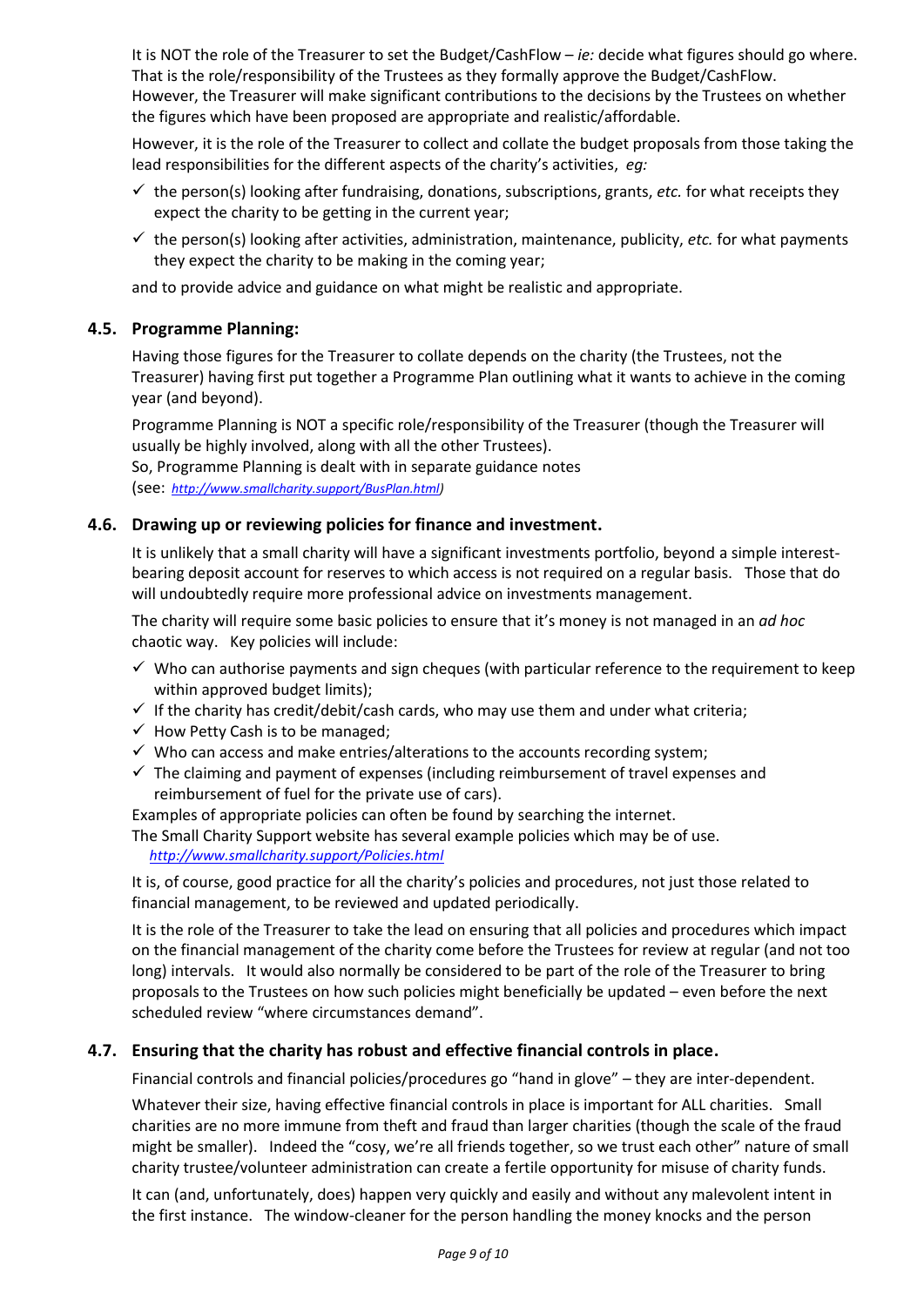It is NOT the role of the Treasurer to set the Budget/CashFlow – *ie:* decide what figures should go where. That is the role/responsibility of the Trustees as they formally approve the Budget/CashFlow. However, the Treasurer will make significant contributions to the decisions by the Trustees on whether the figures which have been proposed are appropriate and realistic/affordable.

However, it is the role of the Treasurer to collect and collate the budget proposals from those taking the lead responsibilities for the different aspects of the charity's activities, *eg:*

- ✓ the person(s) looking after fundraising, donations, subscriptions, grants, *etc.* for what receipts they expect the charity to be getting in the current year;
- ✓ the person(s) looking after activities, administration, maintenance, publicity, *etc.* for what payments they expect the charity to be making in the coming year;

and to provide advice and guidance on what might be realistic and appropriate.

### 4.5. Programme Planning:

Having those figures for the Treasurer to collate depends on the charity (the Trustees, not the Treasurer) having first put together a Programme Plan outlining what it wants to achieve in the coming year (and beyond).

Programme Planning is NOT a specific role/responsibility of the Treasurer (though the Treasurer will usually be highly involved, along with all the other Trustees).
So, Programme Planning is dealt with in separate guidance notes
(see: *http://www.smallcharity.support/BusPlan.html*)

### 4.6. Drawing up or reviewing policies for finance and investment.

It is unlikely that a small charity will have a significant investments portfolio, beyond a simple interest-bearing deposit account for reserves to which access is not required on a regular basis. Those that do will undoubtedly require more professional advice on investments management.

The charity will require some basic policies to ensure that it's money is not managed in an *ad hoc* chaotic way. Key policies will include:

- ✓ Who can authorise payments and sign cheques (with particular reference to the requirement to keep within approved budget limits);
- ✓ If the charity has credit/debit/cash cards, who may use them and under what criteria;
- ✓ How Petty Cash is to be managed;
- ✓ Who can access and make entries/alterations to the accounts recording system;
- ✓ The claiming and payment of expenses (including reimbursement of travel expenses and reimbursement of fuel for the private use of cars).

Examples of appropriate policies can often be found by searching the internet.
The Small Charity Support website has several example policies which may be of use.
*http://www.smallcharity.support/Policies.html*

It is, of course, good practice for all the charity's policies and procedures, not just those related to financial management, to be reviewed and updated periodically.

It is the role of the Treasurer to take the lead on ensuring that all policies and procedures which impact on the financial management of the charity come before the Trustees for review at regular (and not too long) intervals. It would also normally be considered to be part of the role of the Treasurer to bring proposals to the Trustees on how such policies might beneficially be updated – even before the next scheduled review "where circumstances demand".

### 4.7. Ensuring that the charity has robust and effective financial controls in place.

Financial controls and financial policies/procedures go "hand in glove" – they are inter-dependent.

Whatever their size, having effective financial controls in place is important for ALL charities. Small charities are no more immune from theft and fraud than larger charities (though the scale of the fraud might be smaller). Indeed the "cosy, we're all friends together, so we trust each other" nature of small charity trustee/volunteer administration can create a fertile opportunity for misuse of charity funds.

It can (and, unfortunately, does) happen very quickly and easily and without any malevolent intent in the first instance. The window-cleaner for the person handling the money knocks and the person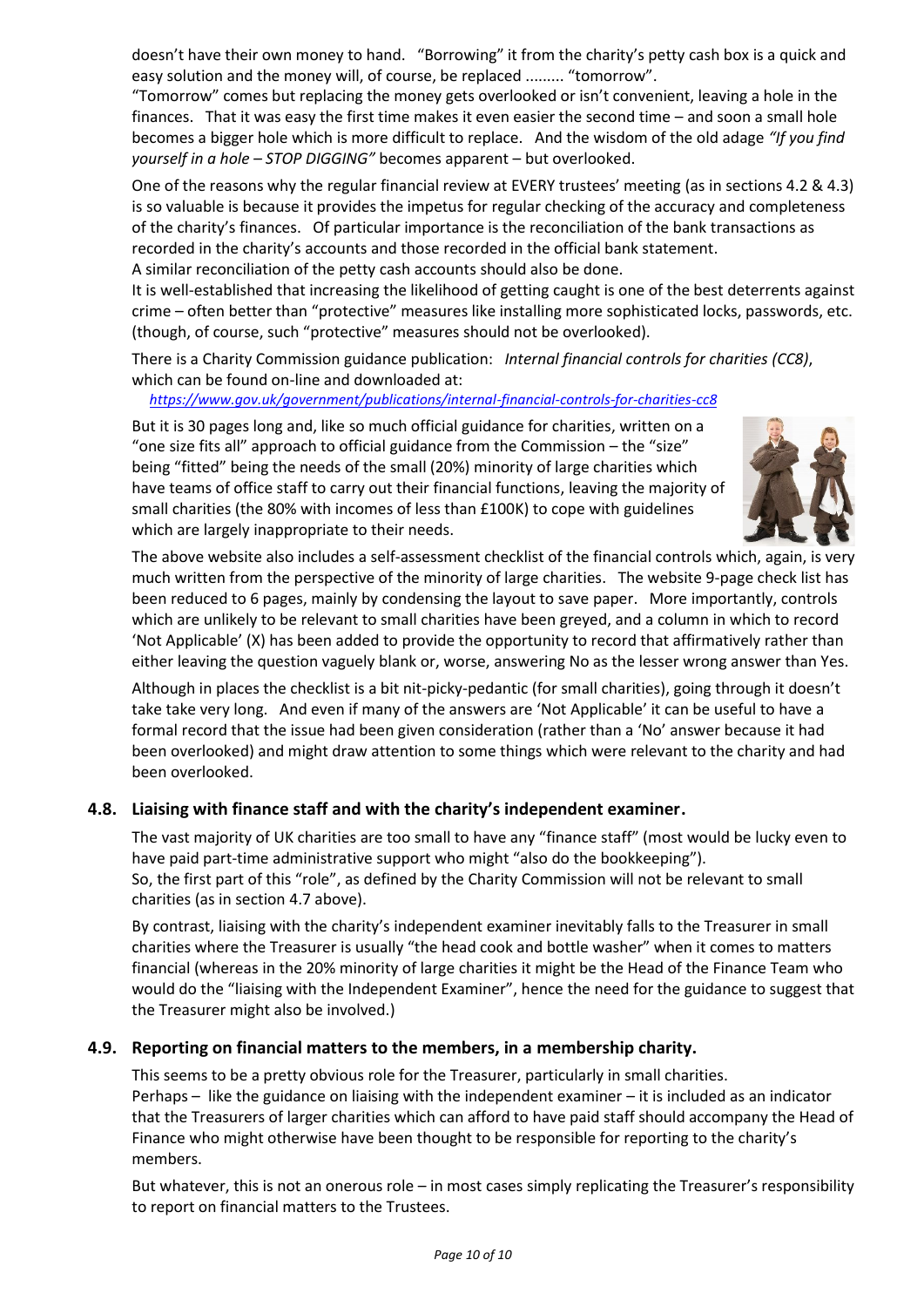doesn't have their own money to hand. "Borrowing" it from the charity's petty cash box is a quick and easy solution and the money will, of course, be replaced ......... "tomorrow".

"Tomorrow" comes but replacing the money gets overlooked or isn't convenient, leaving a hole in the finances. That it was easy the first time makes it even easier the second time – and soon a small hole becomes a bigger hole which is more difficult to replace. And the wisdom of the old adage *"If you find yourself in a hole – STOP DIGGING"* becomes apparent – but overlooked.

One of the reasons why the regular financial review at EVERY trustees' meeting (as in sections 4.2 & 4.3) is so valuable is because it provides the impetus for regular checking of the accuracy and completeness of the charity's finances. Of particular importance is the reconciliation of the bank transactions as recorded in the charity's accounts and those recorded in the official bank statement.

A similar reconciliation of the petty cash accounts should also be done.

It is well-established that increasing the likelihood of getting caught is one of the best deterrents against crime – often better than "protective" measures like installing more sophisticated locks, passwords, etc. (though, of course, such "protective" measures should not be overlooked).

There is a Charity Commission guidance publication: *Internal financial controls for charities (CC8)*, which can be found on-line and downloaded at:

*https://www.gov.uk/government/publications/internal-financial-controls-for-charities-cc8*

But it is 30 pages long and, like so much official guidance for charities, written on a "one size fits all" approach to official guidance from the Commission – the "size" being "fitted" being the needs of the small (20%) minority of large charities which have teams of office staff to carry out their financial functions, leaving the majority of small charities (the 80% with incomes of less than £100K) to cope with guidelines which are largely inappropriate to their needs.

The above website also includes a self-assessment checklist of the financial controls which, again, is very much written from the perspective of the minority of large charities. The website 9-page check list has been reduced to 6 pages, mainly by condensing the layout to save paper. More importantly, controls which are unlikely to be relevant to small charities have been greyed, and a column in which to record 'Not Applicable' (X) has been added to provide the opportunity to record that affirmatively rather than either leaving the question vaguely blank or, worse, answering No as the lesser wrong answer than Yes.

Although in places the checklist is a bit nit-picky-pedantic (for small charities), going through it doesn't take take very long. And even if many of the answers are 'Not Applicable' it can be useful to have a formal record that the issue had been given consideration (rather than a 'No' answer because it had been overlooked) and might draw attention to some things which were relevant to the charity and had been overlooked.

### 4.8. Liaising with finance staff and with the charity's independent examiner.

The vast majority of UK charities are too small to have any "finance staff" (most would be lucky even to have paid part-time administrative support who might "also do the bookkeeping").

So, the first part of this "role", as defined by the Charity Commission will not be relevant to small charities (as in section 4.7 above).

By contrast, liaising with the charity's independent examiner inevitably falls to the Treasurer in small charities where the Treasurer is usually "the head cook and bottle washer" when it comes to matters financial (whereas in the 20% minority of large charities it might be the Head of the Finance Team who would do the "liaising with the Independent Examiner", hence the need for the guidance to suggest that the Treasurer might also be involved.)

### 4.9. Reporting on financial matters to the members, in a membership charity.

This seems to be a pretty obvious role for the Treasurer, particularly in small charities.

Perhaps – like the guidance on liaising with the independent examiner – it is included as an indicator that the Treasurers of larger charities which can afford to have paid staff should accompany the Head of Finance who might otherwise have been thought to be responsible for reporting to the charity's members.

But whatever, this is not an onerous role – in most cases simply replicating the Treasurer's responsibility to report on financial matters to the Trustees.